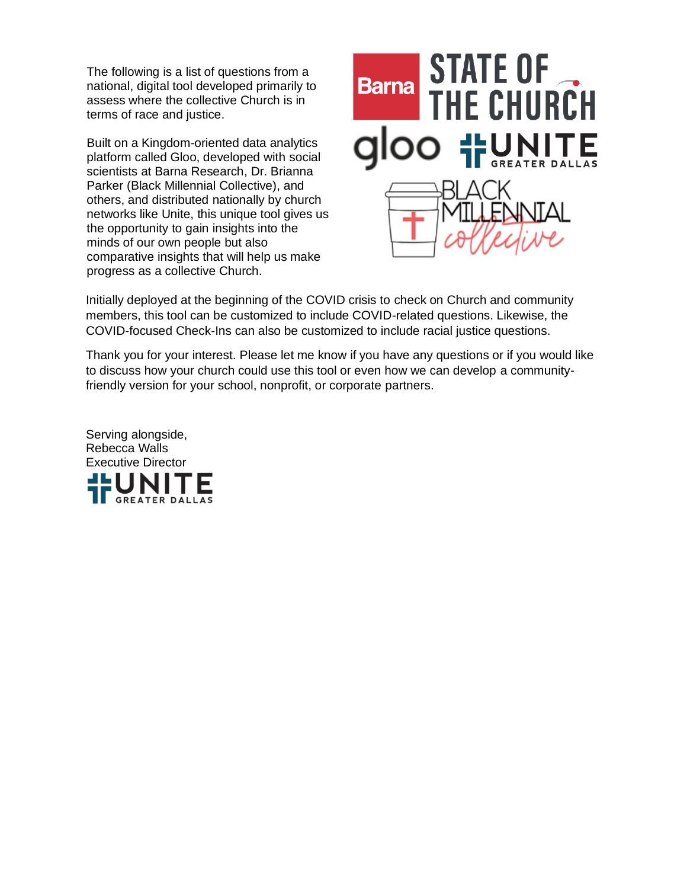The following is a list of questions from a national, digital tool developed primarily to assess where the collective Church is in terms of race and justice.

Built on a Kingdom-oriented data analytics platform called Gloo, developed with social scientists at Barna Research, Dr. Brianna Parker (Black Millennial Collective), and others, and distributed nationally by church networks like Unite, this unique tool gives us the opportunity to gain insights into the minds of our own people but also comparative insights that will help us make progress as a collective Church.

Initially deployed at the beginning of the COVID crisis to check on Church and community members, this tool can be customized to include COVID-related questions. Likewise, the COVID-focused Check-Ins can also be customized to include racial justice questions.

Thank you for your interest. Please let me know if you have any questions or if you would like to discuss how your church could use this tool or even how we can develop a community-friendly version for your school, nonprofit, or corporate partners.

Serving alongside,
Rebecca Walls
Executive Director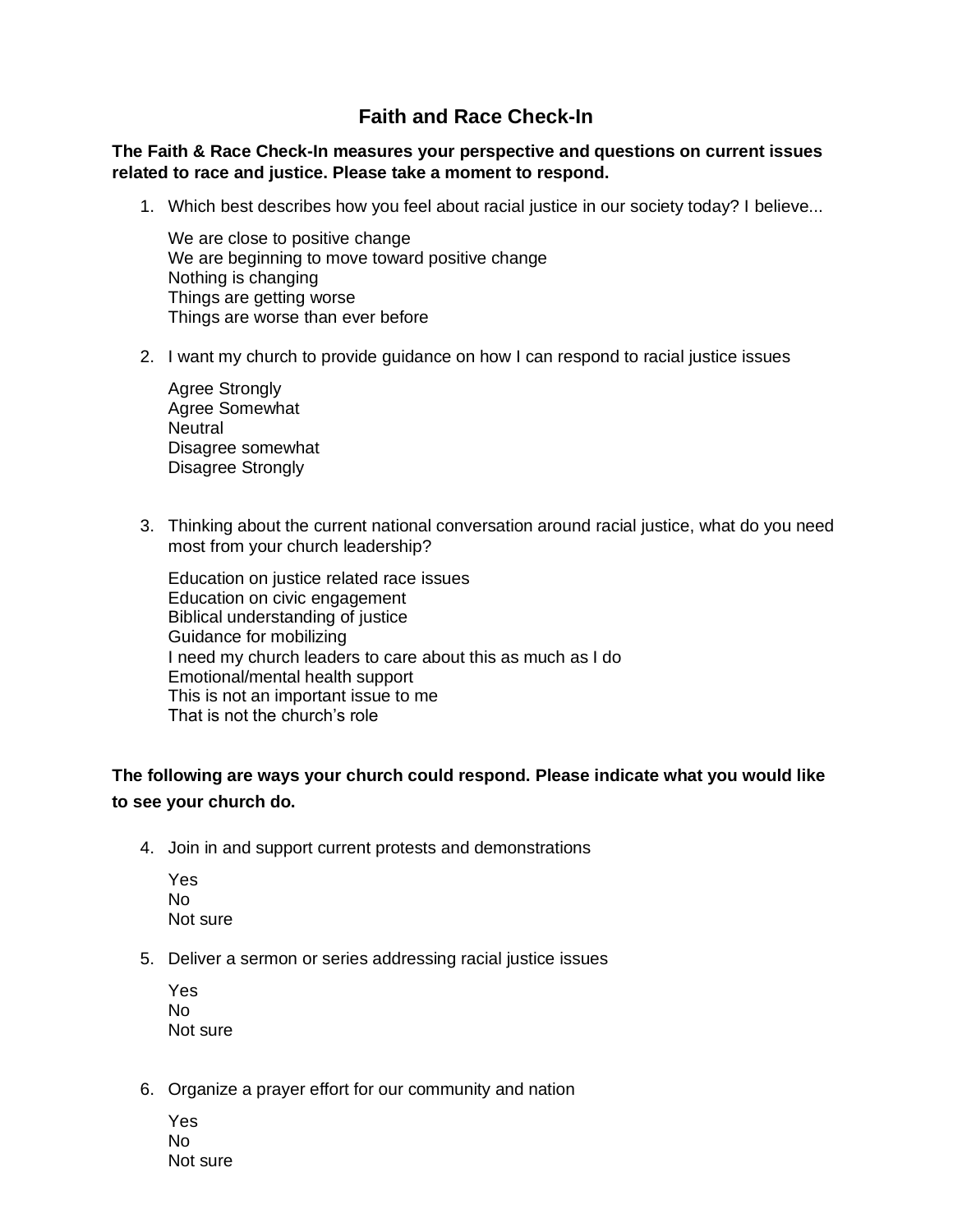# Faith and Race Check-In

**The Faith & Race Check-In measures your perspective and questions on current issues related to race and justice. Please take a moment to respond.**

1. Which best describes how you feel about racial justice in our society today? I believe...

   We are close to positive change
   We are beginning to move toward positive change
   Nothing is changing
   Things are getting worse
   Things are worse than ever before

2. I want my church to provide guidance on how I can respond to racial justice issues

   Agree Strongly
   Agree Somewhat
   Neutral
   Disagree somewhat
   Disagree Strongly

3. Thinking about the current national conversation around racial justice, what do you need most from your church leadership?

   Education on justice related race issues
   Education on civic engagement
   Biblical understanding of justice
   Guidance for mobilizing
   I need my church leaders to care about this as much as I do
   Emotional/mental health support
   This is not an important issue to me
   That is not the church's role

**The following are ways your church could respond. Please indicate what you would like to see your church do.**

4. Join in and support current protests and demonstrations

   Yes
   No
   Not sure

5. Deliver a sermon or series addressing racial justice issues

   Yes
   No
   Not sure

6. Organize a prayer effort for our community and nation

   Yes
   No
   Not sure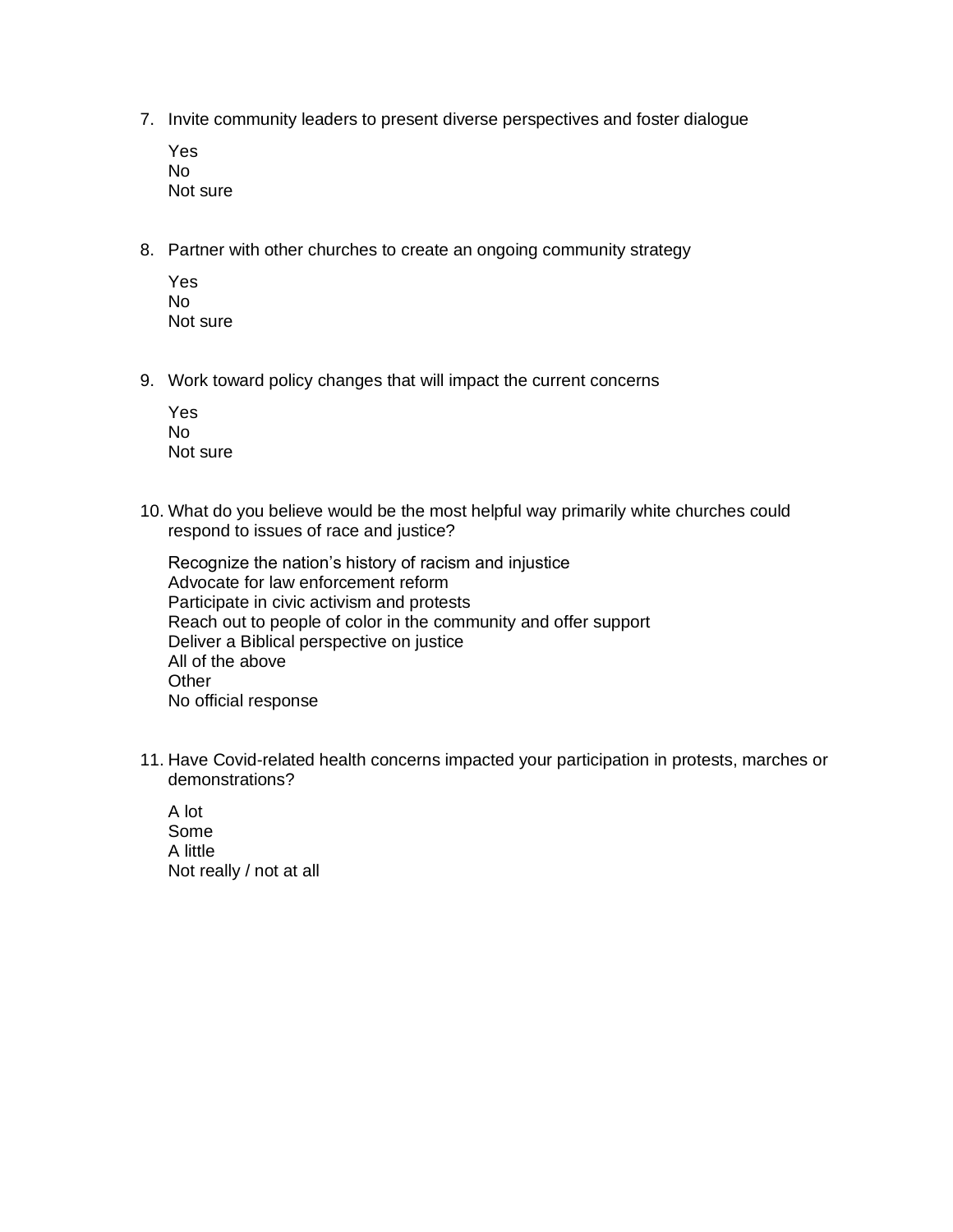7. Invite community leaders to present diverse perspectives and foster dialogue

   Yes
   No
   Not sure

8. Partner with other churches to create an ongoing community strategy

   Yes
   No
   Not sure

9. Work toward policy changes that will impact the current concerns

   Yes
   No
   Not sure

10. What do you believe would be the most helpful way primarily white churches could respond to issues of race and justice?

    Recognize the nation's history of racism and injustice
    Advocate for law enforcement reform
    Participate in civic activism and protests
    Reach out to people of color in the community and offer support
    Deliver a Biblical perspective on justice
    All of the above
    Other
    No official response

11. Have Covid-related health concerns impacted your participation in protests, marches or demonstrations?

    A lot
    Some
    A little
    Not really / not at all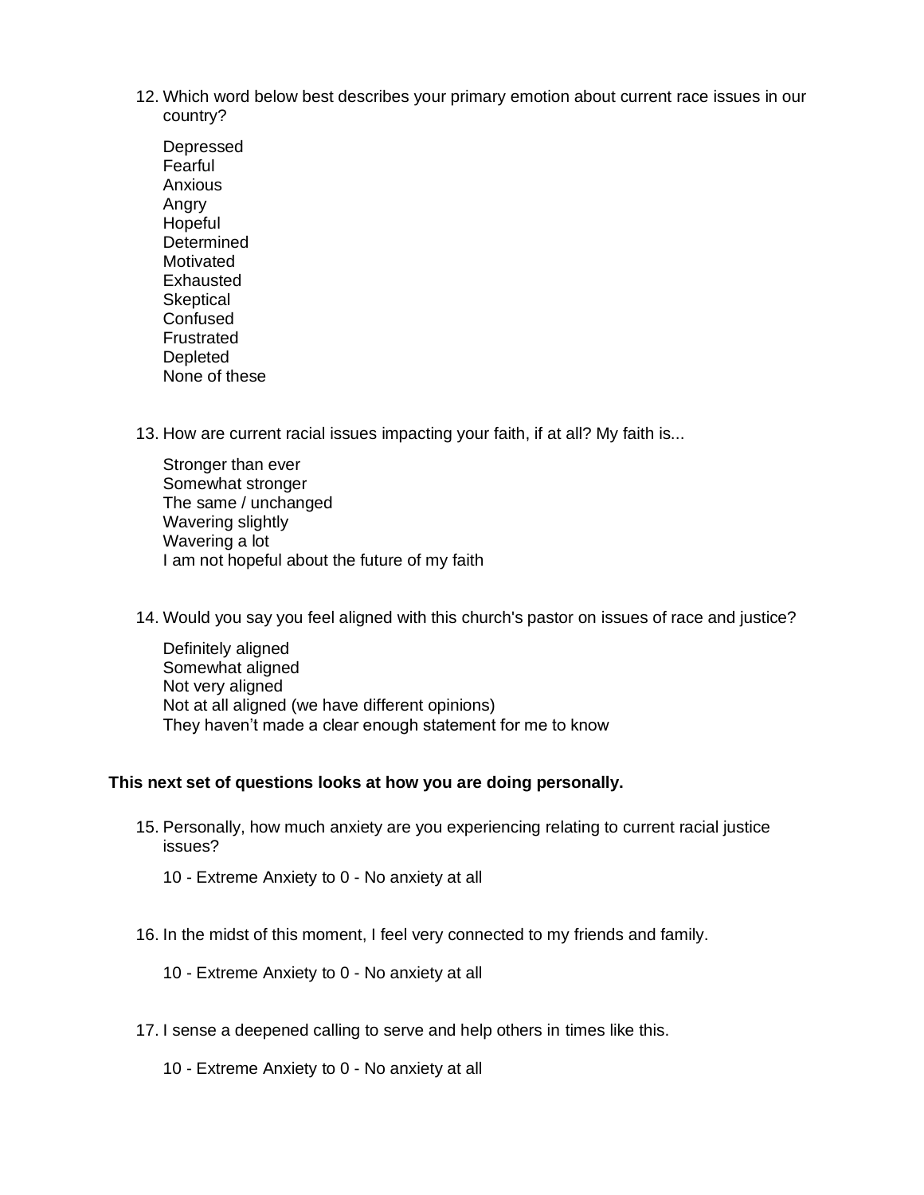12. Which word below best describes your primary emotion about current race issues in our country?

    Depressed
    Fearful
    Anxious
    Angry
    Hopeful
    Determined
    Motivated
    Exhausted
    Skeptical
    Confused
    Frustrated
    Depleted
    None of these

13. How are current racial issues impacting your faith, if at all? My faith is...

    Stronger than ever
    Somewhat stronger
    The same / unchanged
    Wavering slightly
    Wavering a lot
    I am not hopeful about the future of my faith

14. Would you say you feel aligned with this church's pastor on issues of race and justice?

    Definitely aligned
    Somewhat aligned
    Not very aligned
    Not at all aligned (we have different opinions)
    They haven't made a clear enough statement for me to know

**This next set of questions looks at how you are doing personally.**

15. Personally, how much anxiety are you experiencing relating to current racial justice issues?

    10 - Extreme Anxiety to 0 - No anxiety at all

16. In the midst of this moment, I feel very connected to my friends and family.

    10 - Extreme Anxiety to 0 - No anxiety at all

17. I sense a deepened calling to serve and help others in times like this.

    10 - Extreme Anxiety to 0 - No anxiety at all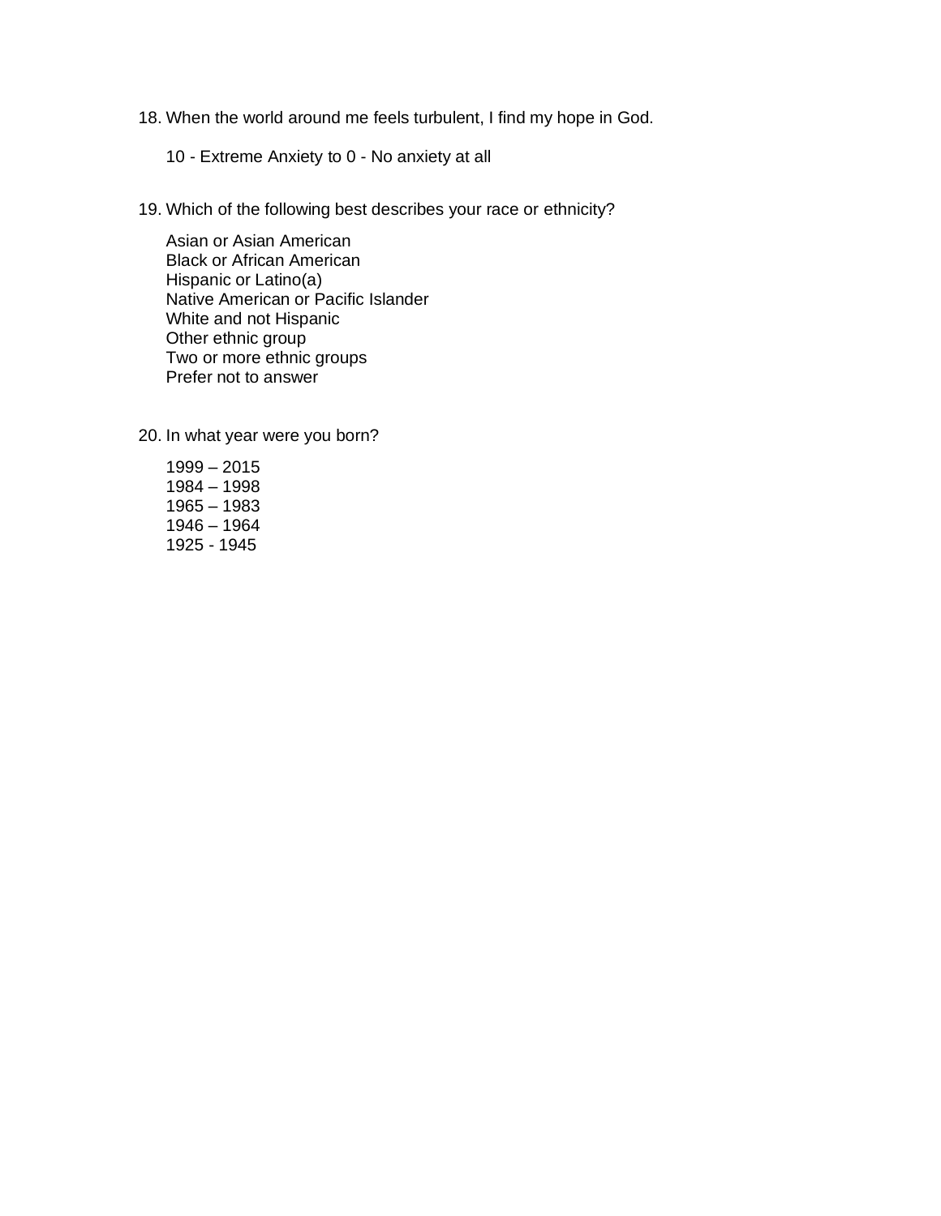18. When the world around me feels turbulent, I find my hope in God.

    10 - Extreme Anxiety to 0 - No anxiety at all

19. Which of the following best describes your race or ethnicity?

    Asian or Asian American
    Black or African American
    Hispanic or Latino(a)
    Native American or Pacific Islander
    White and not Hispanic
    Other ethnic group
    Two or more ethnic groups
    Prefer not to answer

20. In what year were you born?

    1999 – 2015
    1984 – 1998
    1965 – 1983
    1946 – 1964
    1925 - 1945